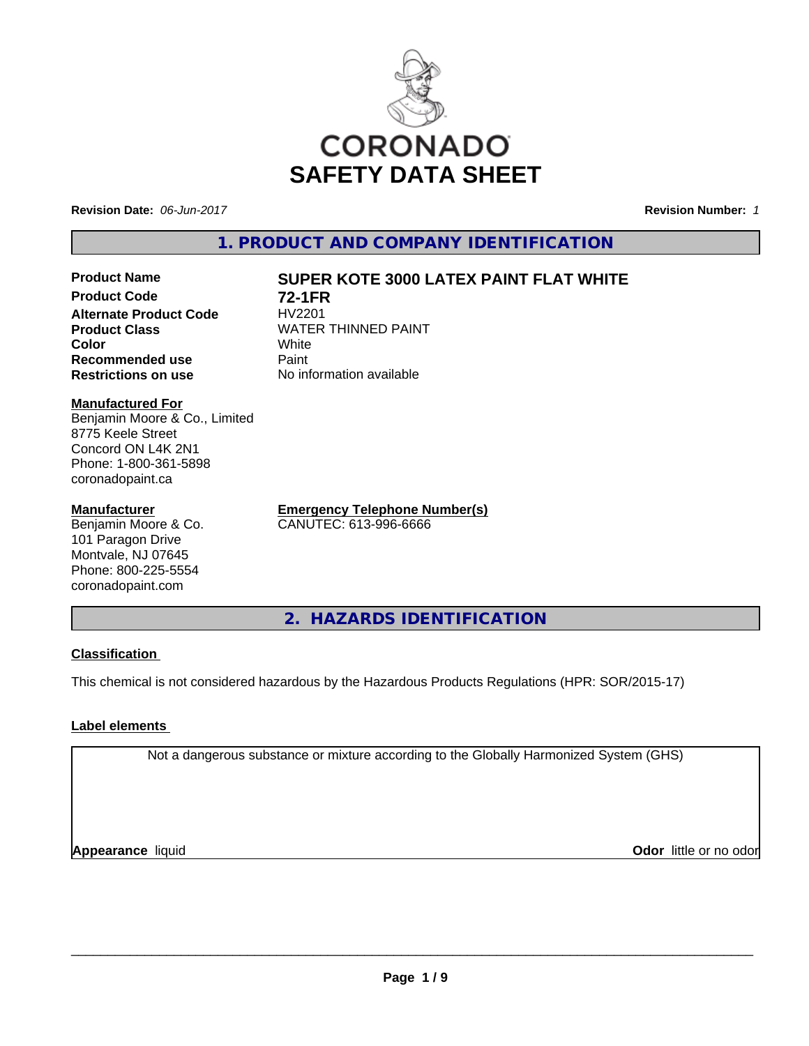CORONADO

# SAFETY DATA SHEET

**Revision Date:** *06-Jun-2017* **Revision Number:** *1*

## 1. PRODUCT AND COMPANY IDENTIFICATION

| | |
|---|---|
| **Product Name** | **SUPER KOTE 3000 LATEX PAINT FLAT WHITE** |
| **Product Code** | **72-1FR** |
| **Alternate Product Code** | HV2201 |
| **Product Class** | WATER THINNED PAINT |
| **Color** | White |
| **Recommended use** | Paint |
| **Restrictions on use** | No information available |

**Manufactured For**
Benjamin Moore & Co., Limited
8775 Keele Street
Concord ON L4K 2N1
Phone: 1-800-361-5898
coronadopaint.ca

**Manufacturer**
Benjamin Moore & Co.
101 Paragon Drive
Montvale, NJ 07645
Phone: 800-225-5554
coronadopaint.com

**Emergency Telephone Number(s)**
CANUTEC: 613-996-6666

## 2. HAZARDS IDENTIFICATION

**Classification**

This chemical is not considered hazardous by the Hazardous Products Regulations (HPR: SOR/2015-17)

**Label elements**

Not a dangerous substance or mixture according to the Globally Harmonized System (GHS)

**Appearance** liquid **Odor** little or no odor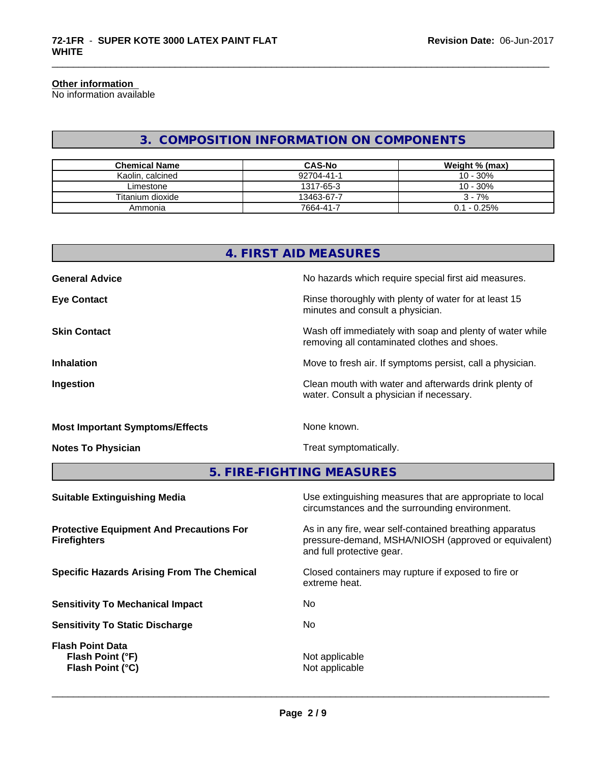**Other information**
No information available

## 3. COMPOSITION INFORMATION ON COMPONENTS

| Chemical Name | CAS-No | Weight % (max) |
|---|---|---|
| Kaolin, calcined | 92704-41-1 | 10 - 30% |
| Limestone | 1317-65-3 | 10 - 30% |
| Titanium dioxide | 13463-67-7 | 3 - 7% |
| Ammonia | 7664-41-7 | 0.1 - 0.25% |

## 4. FIRST AID MEASURES

**General Advice** — No hazards which require special first aid measures.

**Eye Contact** — Rinse thoroughly with plenty of water for at least 15 minutes and consult a physician.

**Skin Contact** — Wash off immediately with soap and plenty of water while removing all contaminated clothes and shoes.

**Inhalation** — Move to fresh air. If symptoms persist, call a physician.

**Ingestion** — Clean mouth with water and afterwards drink plenty of water. Consult a physician if necessary.

**Most Important Symptoms/Effects** — None known.

**Notes To Physician** — Treat symptomatically.

## 5. FIRE-FIGHTING MEASURES

**Suitable Extinguishing Media** — Use extinguishing measures that are appropriate to local circumstances and the surrounding environment.

**Protective Equipment And Precautions For Firefighters** — As in any fire, wear self-contained breathing apparatus pressure-demand, MSHA/NIOSH (approved or equivalent) and full protective gear.

**Specific Hazards Arising From The Chemical** — Closed containers may rupture if exposed to fire or extreme heat.

**Sensitivity To Mechanical Impact** — No

**Sensitivity To Static Discharge** — No

**Flash Point Data**
**Flash Point (°F)** — Not applicable
**Flash Point (°C)** — Not applicable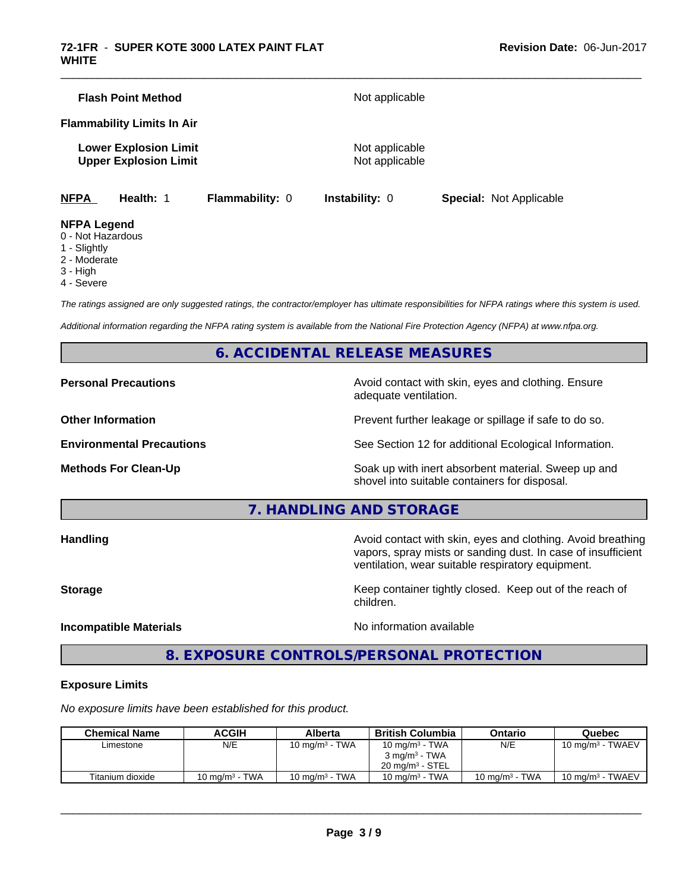**Flash Point Method** Not applicable

**Flammability Limits In Air**

**Lower Explosion Limit** Not applicable
**Upper Explosion Limit** Not applicable

**NFPA** **Health:** 1 **Flammability:** 0 **Instability:** 0 **Special:** Not Applicable

**NFPA Legend**
0 - Not Hazardous
1 - Slightly
2 - Moderate
3 - High
4 - Severe

*The ratings assigned are only suggested ratings, the contractor/employer has ultimate responsibilities for NFPA ratings where this system is used.*

*Additional information regarding the NFPA rating system is available from the National Fire Protection Agency (NFPA) at www.nfpa.org.*

## 6. ACCIDENTAL RELEASE MEASURES

**Personal Precautions** Avoid contact with skin, eyes and clothing. Ensure adequate ventilation.

**Other Information** Prevent further leakage or spillage if safe to do so.

**Environmental Precautions** See Section 12 for additional Ecological Information.

**Methods For Clean-Up** Soak up with inert absorbent material. Sweep up and shovel into suitable containers for disposal.

## 7. HANDLING AND STORAGE

**Handling** Avoid contact with skin, eyes and clothing. Avoid breathing vapors, spray mists or sanding dust. In case of insufficient ventilation, wear suitable respiratory equipment.

**Storage** Keep container tightly closed. Keep out of the reach of children.

**Incompatible Materials** No information available

## 8. EXPOSURE CONTROLS/PERSONAL PROTECTION

**Exposure Limits**

*No exposure limits have been established for this product.*

| Chemical Name | ACGIH | Alberta | British Columbia | Ontario | Quebec |
|---|---|---|---|---|---|
| Limestone | N/E | 10 mg/m³ - TWA | 10 mg/m³ - TWA<br>3 mg/m³ - TWA<br>20 mg/m³ - STEL | N/E | 10 mg/m³ - TWAEV |
| Titanium dioxide | 10 mg/m³ - TWA | 10 mg/m³ - TWA | 10 mg/m³ - TWA | 10 mg/m³ - TWA | 10 mg/m³ - TWAEV |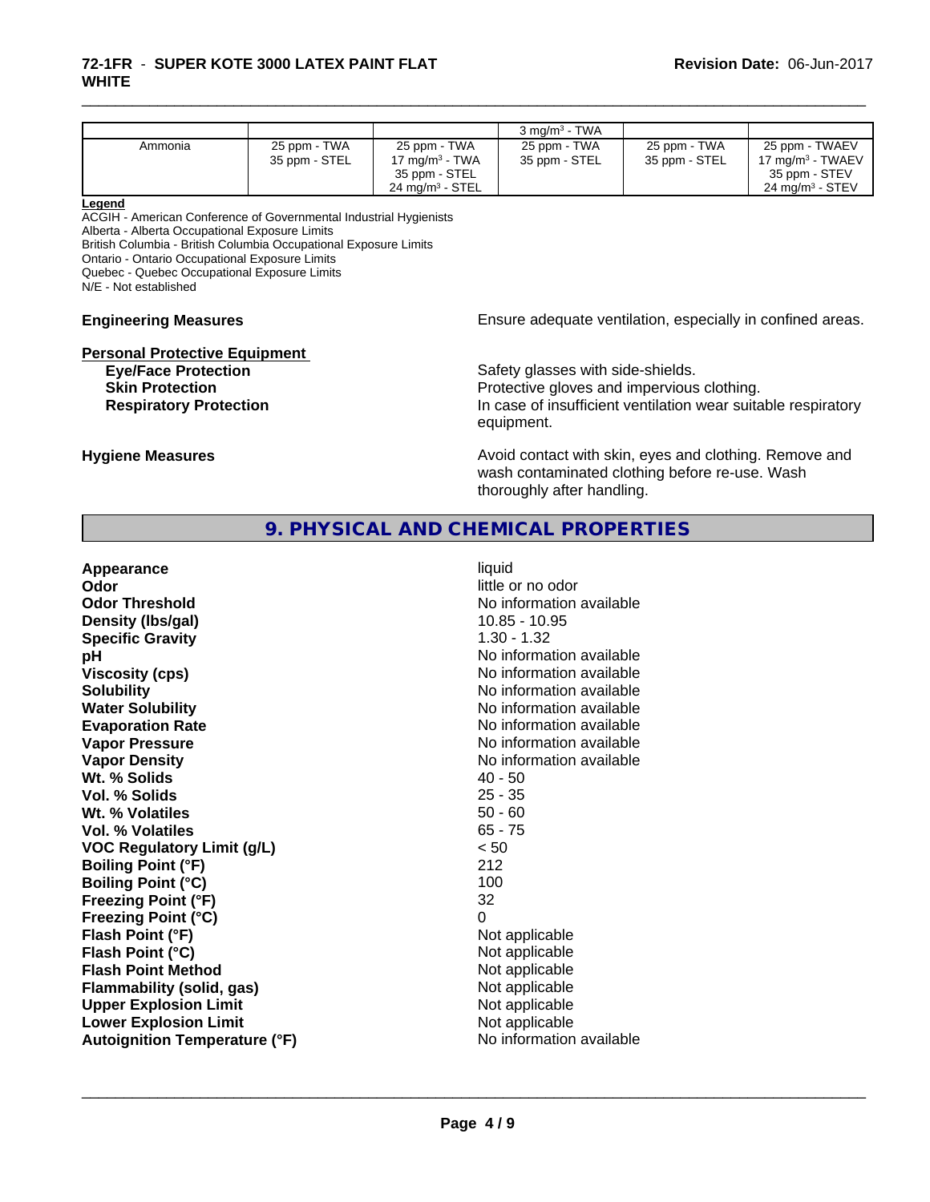| | | | 3 mg/m³ - TWA | | |
|---|---|---|---|---|---|
| Ammonia | 25 ppm - TWA<br>35 ppm - STEL | 25 ppm - TWA<br>17 mg/m³ - TWA<br>35 ppm - STEL<br>24 mg/m³ - STEL | 25 ppm - TWA<br>35 ppm - STEL | 25 ppm - TWA<br>35 ppm - STEL | 25 ppm - TWAEV<br>17 mg/m³ - TWAEV<br>35 ppm - STEV<br>24 mg/m³ - STEV |

**Legend**

ACGIH - American Conference of Governmental Industrial Hygienists
Alberta - Alberta Occupational Exposure Limits
British Columbia - British Columbia Occupational Exposure Limits
Ontario - Ontario Occupational Exposure Limits
Quebec - Quebec Occupational Exposure Limits
N/E - Not established

**Engineering Measures** Ensure adequate ventilation, especially in confined areas.

**Personal Protective Equipment**

**Eye/Face Protection** Safety glasses with side-shields.

**Skin Protection** Protective gloves and impervious clothing.

**Respiratory Protection** In case of insufficient ventilation wear suitable respiratory equipment.

**Hygiene Measures** Avoid contact with skin, eyes and clothing. Remove and wash contaminated clothing before re-use. Wash thoroughly after handling.

## 9. PHYSICAL AND CHEMICAL PROPERTIES

| | |
|---|---|
| **Appearance** | liquid |
| **Odor** | little or no odor |
| **Odor Threshold** | No information available |
| **Density (lbs/gal)** | 10.85 - 10.95 |
| **Specific Gravity** | 1.30 - 1.32 |
| **pH** | No information available |
| **Viscosity (cps)** | No information available |
| **Solubility** | No information available |
| **Water Solubility** | No information available |
| **Evaporation Rate** | No information available |
| **Vapor Pressure** | No information available |
| **Vapor Density** | No information available |
| **Wt. % Solids** | 40 - 50 |
| **Vol. % Solids** | 25 - 35 |
| **Wt. % Volatiles** | 50 - 60 |
| **Vol. % Volatiles** | 65 - 75 |
| **VOC Regulatory Limit (g/L)** | < 50 |
| **Boiling Point (°F)** | 212 |
| **Boiling Point (°C)** | 100 |
| **Freezing Point (°F)** | 32 |
| **Freezing Point (°C)** | 0 |
| **Flash Point (°F)** | Not applicable |
| **Flash Point (°C)** | Not applicable |
| **Flash Point Method** | Not applicable |
| **Flammability (solid, gas)** | Not applicable |
| **Upper Explosion Limit** | Not applicable |
| **Lower Explosion Limit** | Not applicable |
| **Autoignition Temperature (°F)** | No information available |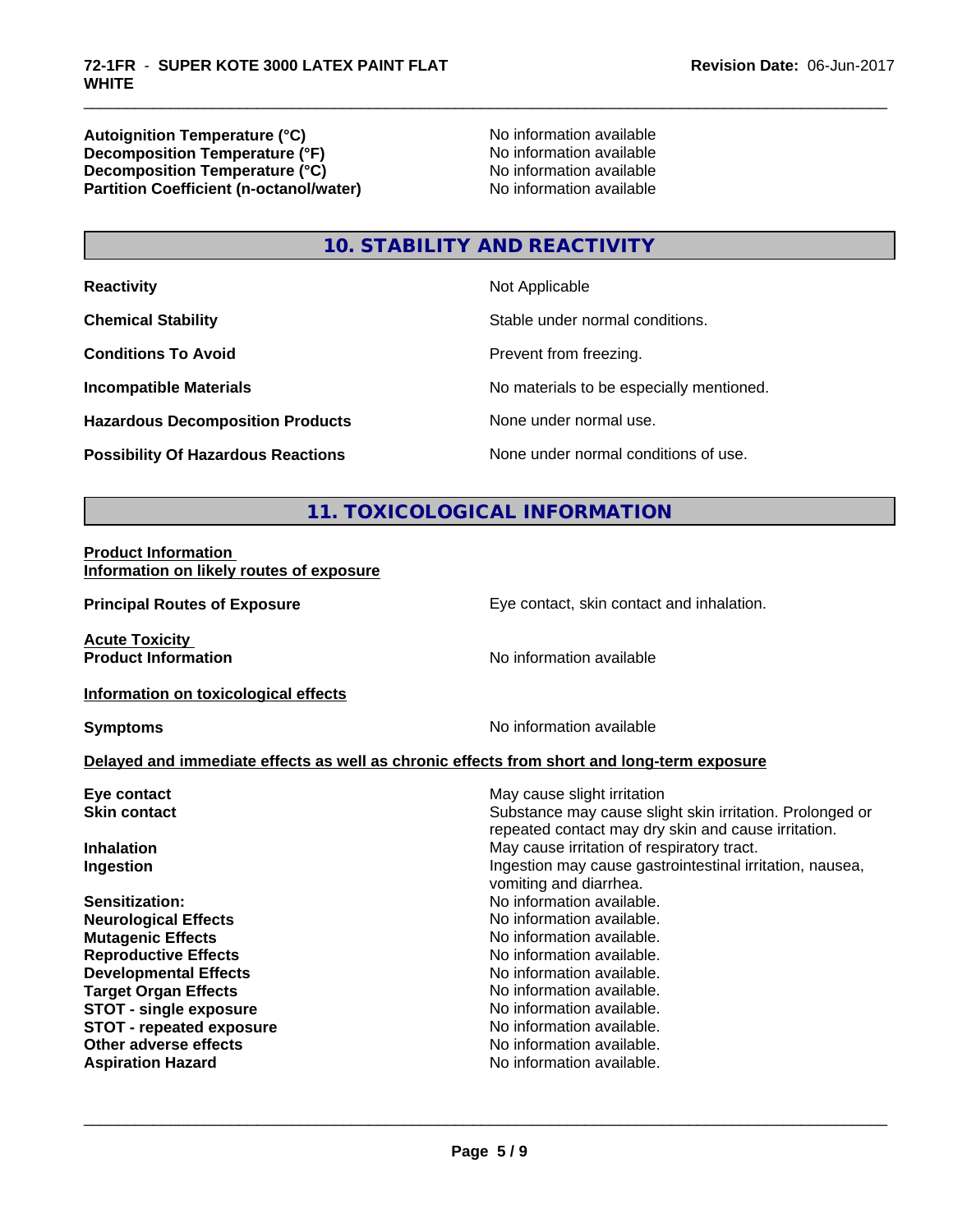| | |
|---|---|
| **Autoignition Temperature (°C)** | No information available |
| **Decomposition Temperature (°F)** | No information available |
| **Decomposition Temperature (°C)** | No information available |
| **Partition Coefficient (n-octanol/water)** | No information available |

## 10. STABILITY AND REACTIVITY

| | |
|---|---|
| **Reactivity** | Not Applicable |
| **Chemical Stability** | Stable under normal conditions. |
| **Conditions To Avoid** | Prevent from freezing. |
| **Incompatible Materials** | No materials to be especially mentioned. |
| **Hazardous Decomposition Products** | None under normal use. |
| **Possibility Of Hazardous Reactions** | None under normal conditions of use. |

## 11. TOXICOLOGICAL INFORMATION

**Product Information**
**Information on likely routes of exposure**

| | |
|---|---|
| **Principal Routes of Exposure** | Eye contact, skin contact and inhalation. |

**Acute Toxicity**

| | |
|---|---|
| **Product Information** | No information available |

**Information on toxicological effects**

| | |
|---|---|
| **Symptoms** | No information available |

**Delayed and immediate effects as well as chronic effects from short and long-term exposure**

| | |
|---|---|
| **Eye contact** | May cause slight irritation |
| **Skin contact** | Substance may cause slight skin irritation. Prolonged or repeated contact may dry skin and cause irritation. |
| **Inhalation** | May cause irritation of respiratory tract. |
| **Ingestion** | Ingestion may cause gastrointestinal irritation, nausea, vomiting and diarrhea. |
| **Sensitization:** | No information available. |
| **Neurological Effects** | No information available. |
| **Mutagenic Effects** | No information available. |
| **Reproductive Effects** | No information available. |
| **Developmental Effects** | No information available. |
| **Target Organ Effects** | No information available. |
| **STOT - single exposure** | No information available. |
| **STOT - repeated exposure** | No information available. |
| **Other adverse effects** | No information available. |
| **Aspiration Hazard** | No information available. |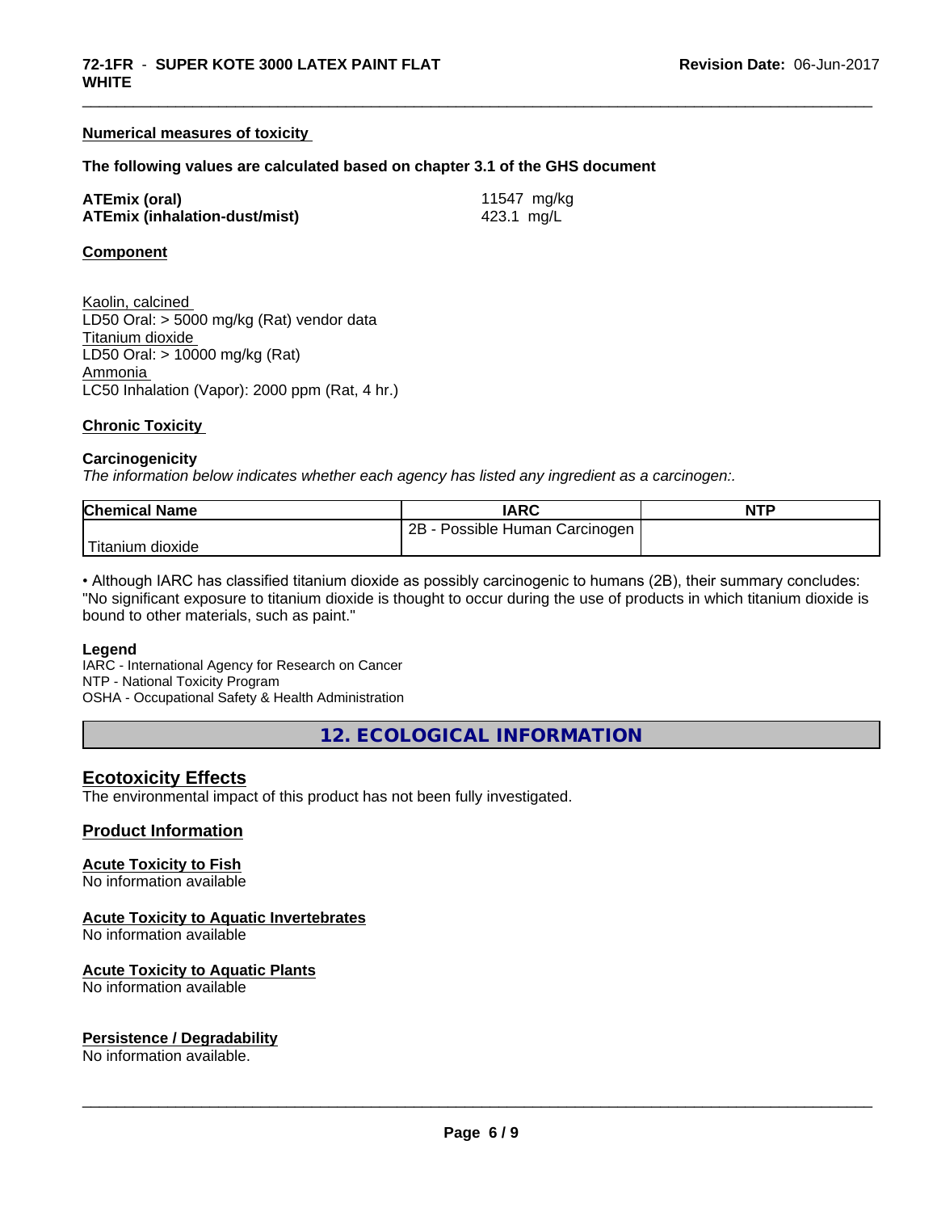### Numerical measures of toxicity

**The following values are calculated based on chapter 3.1 of the GHS document**

| | |
|---|---|
| **ATEmix (oral)** | 11547 mg/kg |
| **ATEmix (inhalation-dust/mist)** | 423.1 mg/L |

### Component

Kaolin, calcined
LD50 Oral: > 5000 mg/kg (Rat) vendor data
Titanium dioxide
LD50 Oral: > 10000 mg/kg (Rat)
Ammonia
LC50 Inhalation (Vapor): 2000 ppm (Rat, 4 hr.)

### Chronic Toxicity

**Carcinogenicity**
*The information below indicates whether each agency has listed any ingredient as a carcinogen:.*

| Chemical Name | IARC | NTP |
|---|---|---|
| Titanium dioxide | 2B - Possible Human Carcinogen | |

• Although IARC has classified titanium dioxide as possibly carcinogenic to humans (2B), their summary concludes: "No significant exposure to titanium dioxide is thought to occur during the use of products in which titanium dioxide is bound to other materials, such as paint."

**Legend**
IARC - International Agency for Research on Cancer
NTP - National Toxicity Program
OSHA - Occupational Safety & Health Administration

## 12. ECOLOGICAL INFORMATION

### Ecotoxicity Effects

The environmental impact of this product has not been fully investigated.

### Product Information

**Acute Toxicity to Fish**
No information available

**Acute Toxicity to Aquatic Invertebrates**
No information available

**Acute Toxicity to Aquatic Plants**
No information available

**Persistence / Degradability**
No information available.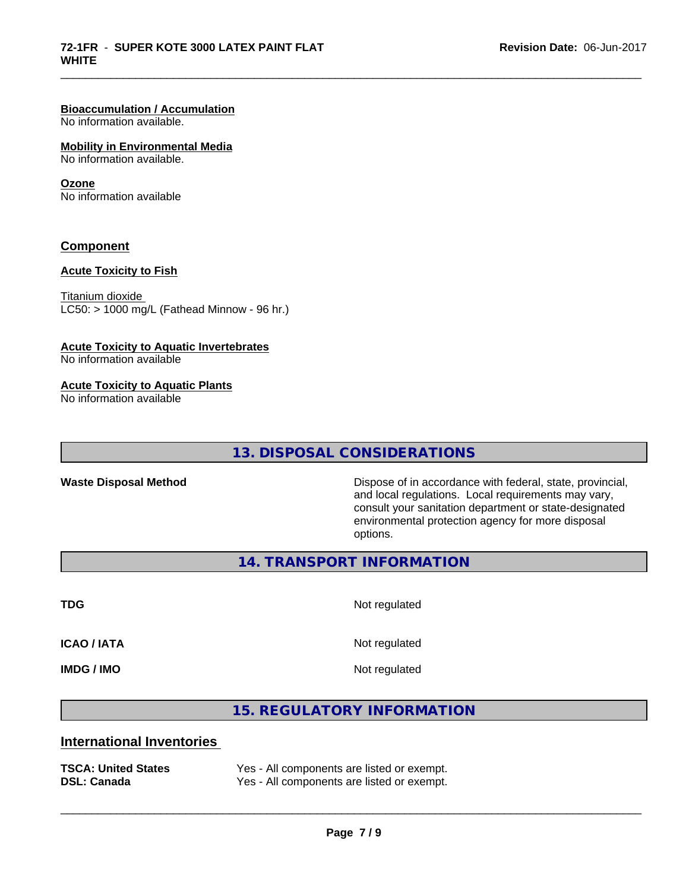**Bioaccumulation / Accumulation**
No information available.

**Mobility in Environmental Media**
No information available.

**Ozone**
No information available

## Component

**Acute Toxicity to Fish**

Titanium dioxide
LC50: > 1000 mg/L (Fathead Minnow - 96 hr.)

**Acute Toxicity to Aquatic Invertebrates**
No information available

**Acute Toxicity to Aquatic Plants**
No information available

## 13. DISPOSAL CONSIDERATIONS

**Waste Disposal Method** — Dispose of in accordance with federal, state, provincial, and local regulations. Local requirements may vary, consult your sanitation department or state-designated environmental protection agency for more disposal options.

## 14. TRANSPORT INFORMATION

| | |
|---|---|
| **TDG** | Not regulated |
| **ICAO / IATA** | Not regulated |
| **IMDG / IMO** | Not regulated |

## 15. REGULATORY INFORMATION

### International Inventories

| | |
|---|---|
| **TSCA: United States** | Yes - All components are listed or exempt. |
| **DSL: Canada** | Yes - All components are listed or exempt. |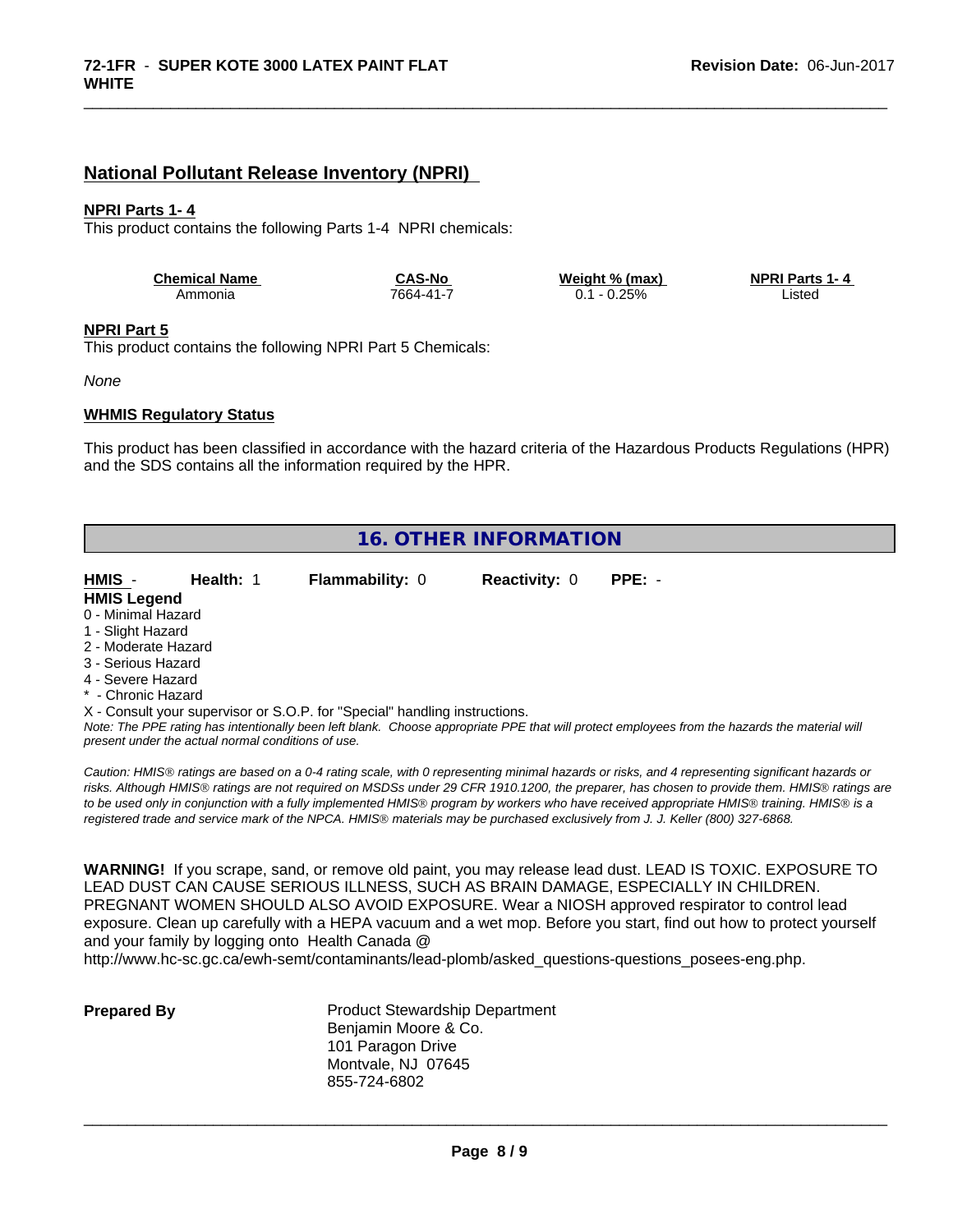## National Pollutant Release Inventory (NPRI)

**NPRI Parts 1- 4**

This product contains the following Parts 1-4 NPRI chemicals:

| Chemical Name | CAS-No | Weight % (max) | NPRI Parts 1- 4 |
|---|---|---|---|
| Ammonia | 7664-41-7 | 0.1 - 0.25% | Listed |

**NPRI Part 5**

This product contains the following NPRI Part 5 Chemicals:

*None*

**WHMIS Regulatory Status**

This product has been classified in accordance with the hazard criteria of the Hazardous Products Regulations (HPR) and the SDS contains all the information required by the HPR.

## 16. OTHER INFORMATION

**HMIS** - **Health:** 1 **Flammability:** 0 **Reactivity:** 0 **PPE:** -

**HMIS Legend**

0 - Minimal Hazard
1 - Slight Hazard
2 - Moderate Hazard
3 - Serious Hazard
4 - Severe Hazard
* - Chronic Hazard
X - Consult your supervisor or S.O.P. for "Special" handling instructions.

*Note: The PPE rating has intentionally been left blank. Choose appropriate PPE that will protect employees from the hazards the material will present under the actual normal conditions of use.*

*Caution: HMIS® ratings are based on a 0-4 rating scale, with 0 representing minimal hazards or risks, and 4 representing significant hazards or risks. Although HMIS® ratings are not required on MSDSs under 29 CFR 1910.1200, the preparer, has chosen to provide them. HMIS® ratings are to be used only in conjunction with a fully implemented HMIS® program by workers who have received appropriate HMIS® training. HMIS® is a registered trade and service mark of the NPCA. HMIS® materials may be purchased exclusively from J. J. Keller (800) 327-6868.*

**WARNING!** If you scrape, sand, or remove old paint, you may release lead dust. LEAD IS TOXIC. EXPOSURE TO LEAD DUST CAN CAUSE SERIOUS ILLNESS, SUCH AS BRAIN DAMAGE, ESPECIALLY IN CHILDREN. PREGNANT WOMEN SHOULD ALSO AVOID EXPOSURE. Wear a NIOSH approved respirator to control lead exposure. Clean up carefully with a HEPA vacuum and a wet mop. Before you start, find out how to protect yourself and your family by logging onto Health Canada @ http://www.hc-sc.gc.ca/ewh-semt/contaminants/lead-plomb/asked_questions-questions_posees-eng.php.

**Prepared By**

Product Stewardship Department
Benjamin Moore & Co.
101 Paragon Drive
Montvale, NJ 07645
855-724-6802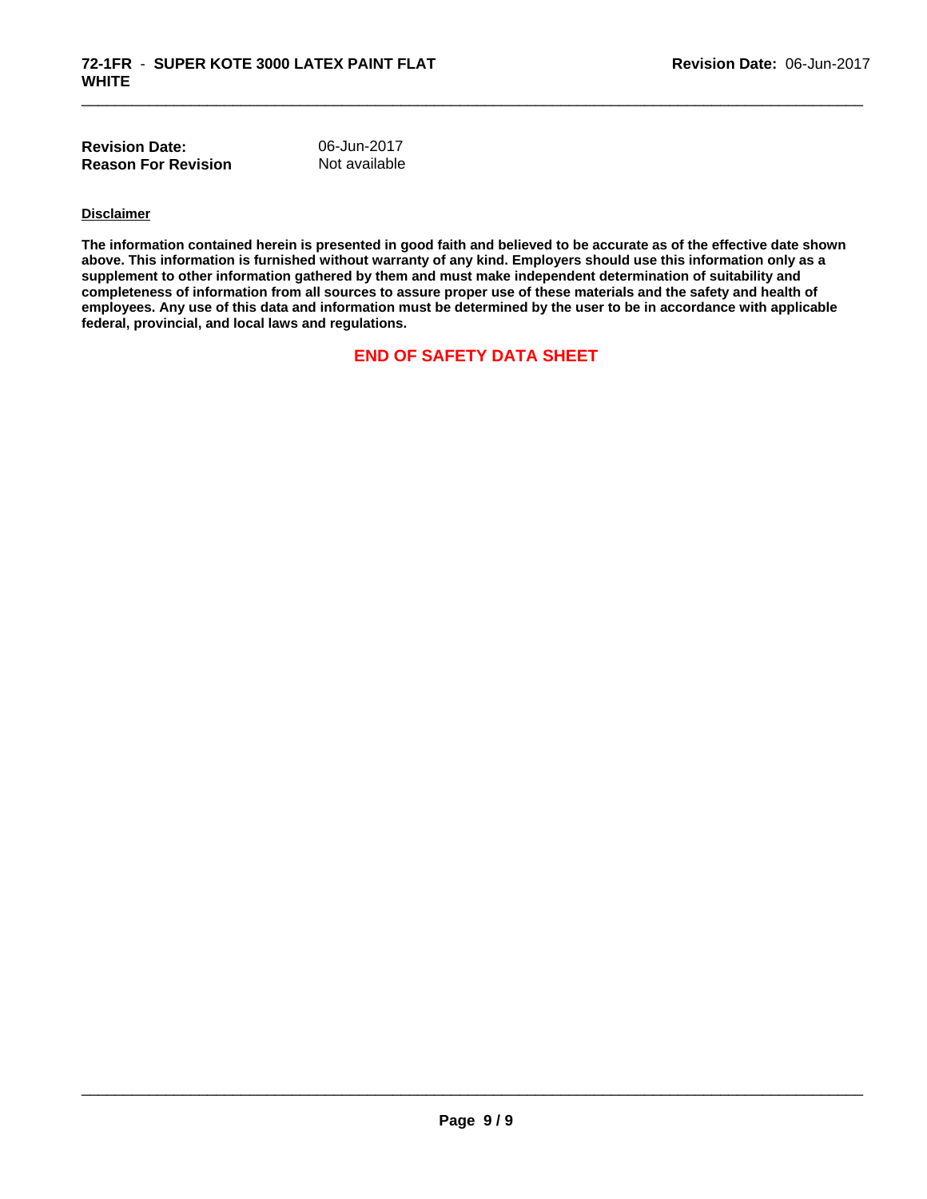**Revision Date:** 06-Jun-2017
**Reason For Revision** Not available

**Disclaimer**

**The information contained herein is presented in good faith and believed to be accurate as of the effective date shown above. This information is furnished without warranty of any kind. Employers should use this information only as a supplement to other information gathered by them and must make independent determination of suitability and completeness of information from all sources to assure proper use of these materials and the safety and health of employees. Any use of this data and information must be determined by the user to be in accordance with applicable federal, provincial, and local laws and regulations.**

**END OF SAFETY DATA SHEET**